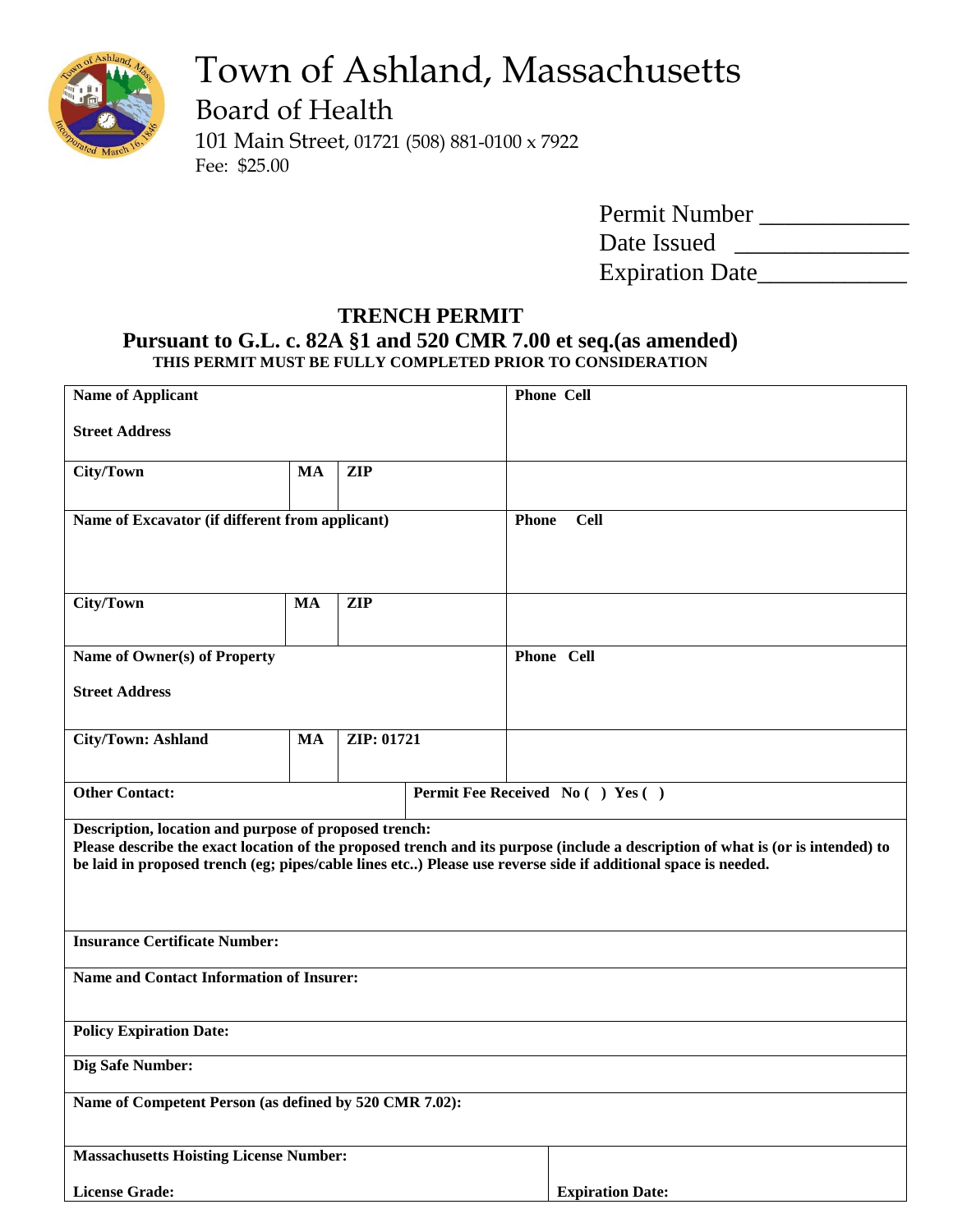# Town of Ashland, Massachusetts

## Board of Health

101 Main Street, 01721 (508) 881-0100 x 7922

Fee: $25.00

Permit Number ____________

Date Issued _______________

Expiration Date____________

## TRENCH PERMIT

### Pursuant to G.L. c. 82A §1 and 520 CMR 7.00 et seq.(as amended)

**THIS PERMIT MUST BE FULLY COMPLETED PRIOR TO CONSIDERATION**

| | | | |
|---|---|---|---|
| **Name of Applicant**<br><br>**Street Address** | | | **Phone Cell** |
| **City/Town** | **MA** | **ZIP** | |
| **Name of Excavator (if different from applicant)** | | | **Phone Cell** |
| **City/Town** | **MA** | **ZIP** | |
| **Name of Owner(s) of Property**<br><br>**Street Address** | | | **Phone Cell** |
| **City/Town: Ashland** | **MA** | **ZIP: 01721** | |
| **Other Contact:** | | **Permit Fee Received No ( ) Yes ( )** | |

**Description, location and purpose of proposed trench:**
**Please describe the exact location of the proposed trench and its purpose (include a description of what is (or is intended) to be laid in proposed trench (eg; pipes/cable lines etc..) Please use reverse side if additional space is needed.**

| |
|---|
| **Insurance Certificate Number:** |
| **Name and Contact Information of Insurer:** |
| **Policy Expiration Date:** |
| **Dig Safe Number:** |
| **Name of Competent Person (as defined by 520 CMR 7.02):** |

| | |
|---|---|
| **Massachusetts Hoisting License Number:**<br><br>**License Grade:** | **Expiration Date:** |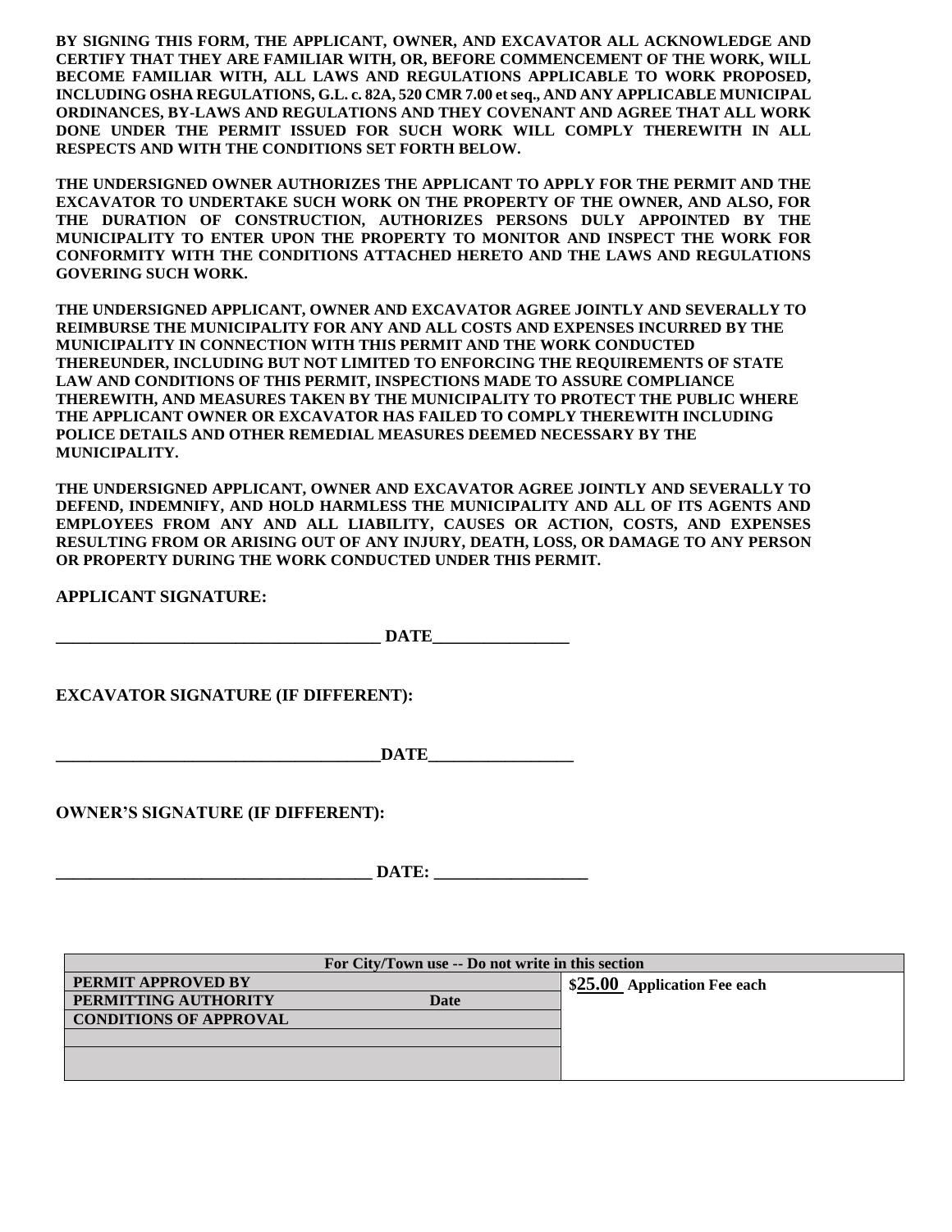**BY SIGNING THIS FORM, THE APPLICANT, OWNER, AND EXCAVATOR ALL ACKNOWLEDGE AND CERTIFY THAT THEY ARE FAMILIAR WITH, OR, BEFORE COMMENCEMENT OF THE WORK, WILL BECOME FAMILIAR WITH, ALL LAWS AND REGULATIONS APPLICABLE TO WORK PROPOSED, INCLUDING OSHA REGULATIONS, G.L. c. 82A, 520 CMR 7.00 et seq., AND ANY APPLICABLE MUNICIPAL ORDINANCES, BY-LAWS AND REGULATIONS AND THEY COVENANT AND AGREE THAT ALL WORK DONE UNDER THE PERMIT ISSUED FOR SUCH WORK WILL COMPLY THEREWITH IN ALL RESPECTS AND WITH THE CONDITIONS SET FORTH BELOW.**

**THE UNDERSIGNED OWNER AUTHORIZES THE APPLICANT TO APPLY FOR THE PERMIT AND THE EXCAVATOR TO UNDERTAKE SUCH WORK ON THE PROPERTY OF THE OWNER, AND ALSO, FOR THE DURATION OF CONSTRUCTION, AUTHORIZES PERSONS DULY APPOINTED BY THE MUNICIPALITY TO ENTER UPON THE PROPERTY TO MONITOR AND INSPECT THE WORK FOR CONFORMITY WITH THE CONDITIONS ATTACHED HERETO AND THE LAWS AND REGULATIONS GOVERING SUCH WORK.**

**THE UNDERSIGNED APPLICANT, OWNER AND EXCAVATOR AGREE JOINTLY AND SEVERALLY TO REIMBURSE THE MUNICIPALITY FOR ANY AND ALL COSTS AND EXPENSES INCURRED BY THE MUNICIPALITY IN CONNECTION WITH THIS PERMIT AND THE WORK CONDUCTED THEREUNDER, INCLUDING BUT NOT LIMITED TO ENFORCING THE REQUIREMENTS OF STATE LAW AND CONDITIONS OF THIS PERMIT, INSPECTIONS MADE TO ASSURE COMPLIANCE THEREWITH, AND MEASURES TAKEN BY THE MUNICIPALITY TO PROTECT THE PUBLIC WHERE THE APPLICANT OWNER OR EXCAVATOR HAS FAILED TO COMPLY THEREWITH INCLUDING POLICE DETAILS AND OTHER REMEDIAL MEASURES DEEMED NECESSARY BY THE MUNICIPALITY.**

**THE UNDERSIGNED APPLICANT, OWNER AND EXCAVATOR AGREE JOINTLY AND SEVERALLY TO DEFEND, INDEMNIFY, AND HOLD HARMLESS THE MUNICIPALITY AND ALL OF ITS AGENTS AND EMPLOYEES FROM ANY AND ALL LIABILITY, CAUSES OR ACTION, COSTS, AND EXPENSES RESULTING FROM OR ARISING OUT OF ANY INJURY, DEATH, LOSS, OR DAMAGE TO ANY PERSON OR PROPERTY DURING THE WORK CONDUCTED UNDER THIS PERMIT.**

**APPLICANT SIGNATURE:**

**_______________________________________ DATE________________**

**EXCAVATOR SIGNATURE (IF DIFFERENT):**

**_______________________________________DATE_________________**

**OWNER'S SIGNATURE (IF DIFFERENT):**

**_____________________________________ DATE: __________________**

| For City/Town use -- Do not write in this section | | |
|---|---|---|
| **PERMIT APPROVED BY** | | **$25.00 Application Fee each** |
| **PERMITTING AUTHORITY** | **Date** | |
| **CONDITIONS OF APPROVAL** | | |
| | | |
| | | |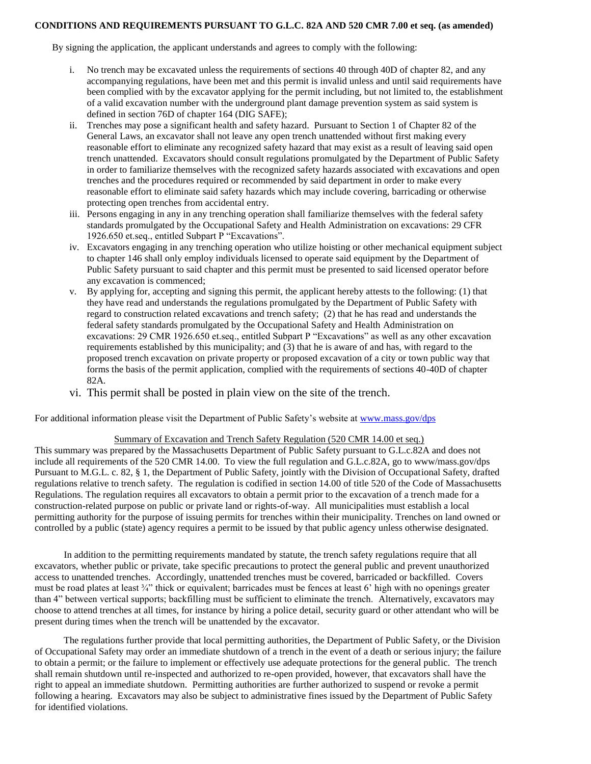**CONDITIONS AND REQUIREMENTS PURSUANT TO G.L.C. 82A AND 520 CMR 7.00 et seq. (as amended)**

By signing the application, the applicant understands and agrees to comply with the following:

i. No trench may be excavated unless the requirements of sections 40 through 40D of chapter 82, and any accompanying regulations, have been met and this permit is invalid unless and until said requirements have been complied with by the excavator applying for the permit including, but not limited to, the establishment of a valid excavation number with the underground plant damage prevention system as said system is defined in section 76D of chapter 164 (DIG SAFE);

ii. Trenches may pose a significant health and safety hazard. Pursuant to Section 1 of Chapter 82 of the General Laws, an excavator shall not leave any open trench unattended without first making every reasonable effort to eliminate any recognized safety hazard that may exist as a result of leaving said open trench unattended. Excavators should consult regulations promulgated by the Department of Public Safety in order to familiarize themselves with the recognized safety hazards associated with excavations and open trenches and the procedures required or recommended by said department in order to make every reasonable effort to eliminate said safety hazards which may include covering, barricading or otherwise protecting open trenches from accidental entry.

iii. Persons engaging in any in any trenching operation shall familiarize themselves with the federal safety standards promulgated by the Occupational Safety and Health Administration on excavations: 29 CFR 1926.650 et.seq., entitled Subpart P "Excavations".

iv. Excavators engaging in any trenching operation who utilize hoisting or other mechanical equipment subject to chapter 146 shall only employ individuals licensed to operate said equipment by the Department of Public Safety pursuant to said chapter and this permit must be presented to said licensed operator before any excavation is commenced;

v. By applying for, accepting and signing this permit, the applicant hereby attests to the following: (1) that they have read and understands the regulations promulgated by the Department of Public Safety with regard to construction related excavations and trench safety; (2) that he has read and understands the federal safety standards promulgated by the Occupational Safety and Health Administration on excavations: 29 CMR 1926.650 et.seq., entitled Subpart P "Excavations" as well as any other excavation requirements established by this municipality; and (3) that he is aware of and has, with regard to the proposed trench excavation on private property or proposed excavation of a city or town public way that forms the basis of the permit application, complied with the requirements of sections 40-40D of chapter 82A.

vi. This permit shall be posted in plain view on the site of the trench.

For additional information please visit the Department of Public Safety's website at www.mass.gov/dps

Summary of Excavation and Trench Safety Regulation (520 CMR 14.00 et seq.)

This summary was prepared by the Massachusetts Department of Public Safety pursuant to G.L.c.82A and does not include all requirements of the 520 CMR 14.00. To view the full regulation and G.L.c.82A, go to www/mass.gov/dps Pursuant to M.G.L. c. 82, § 1, the Department of Public Safety, jointly with the Division of Occupational Safety, drafted regulations relative to trench safety. The regulation is codified in section 14.00 of title 520 of the Code of Massachusetts Regulations. The regulation requires all excavators to obtain a permit prior to the excavation of a trench made for a construction-related purpose on public or private land or rights-of-way. All municipalities must establish a local permitting authority for the purpose of issuing permits for trenches within their municipality. Trenches on land owned or controlled by a public (state) agency requires a permit to be issued by that public agency unless otherwise designated.

In addition to the permitting requirements mandated by statute, the trench safety regulations require that all excavators, whether public or private, take specific precautions to protect the general public and prevent unauthorized access to unattended trenches. Accordingly, unattended trenches must be covered, barricaded or backfilled. Covers must be road plates at least ¾" thick or equivalent; barricades must be fences at least 6' high with no openings greater than 4" between vertical supports; backfilling must be sufficient to eliminate the trench. Alternatively, excavators may choose to attend trenches at all times, for instance by hiring a police detail, security guard or other attendant who will be present during times when the trench will be unattended by the excavator.

The regulations further provide that local permitting authorities, the Department of Public Safety, or the Division of Occupational Safety may order an immediate shutdown of a trench in the event of a death or serious injury; the failure to obtain a permit; or the failure to implement or effectively use adequate protections for the general public. The trench shall remain shutdown until re-inspected and authorized to re-open provided, however, that excavators shall have the right to appeal an immediate shutdown. Permitting authorities are further authorized to suspend or revoke a permit following a hearing. Excavators may also be subject to administrative fines issued by the Department of Public Safety for identified violations.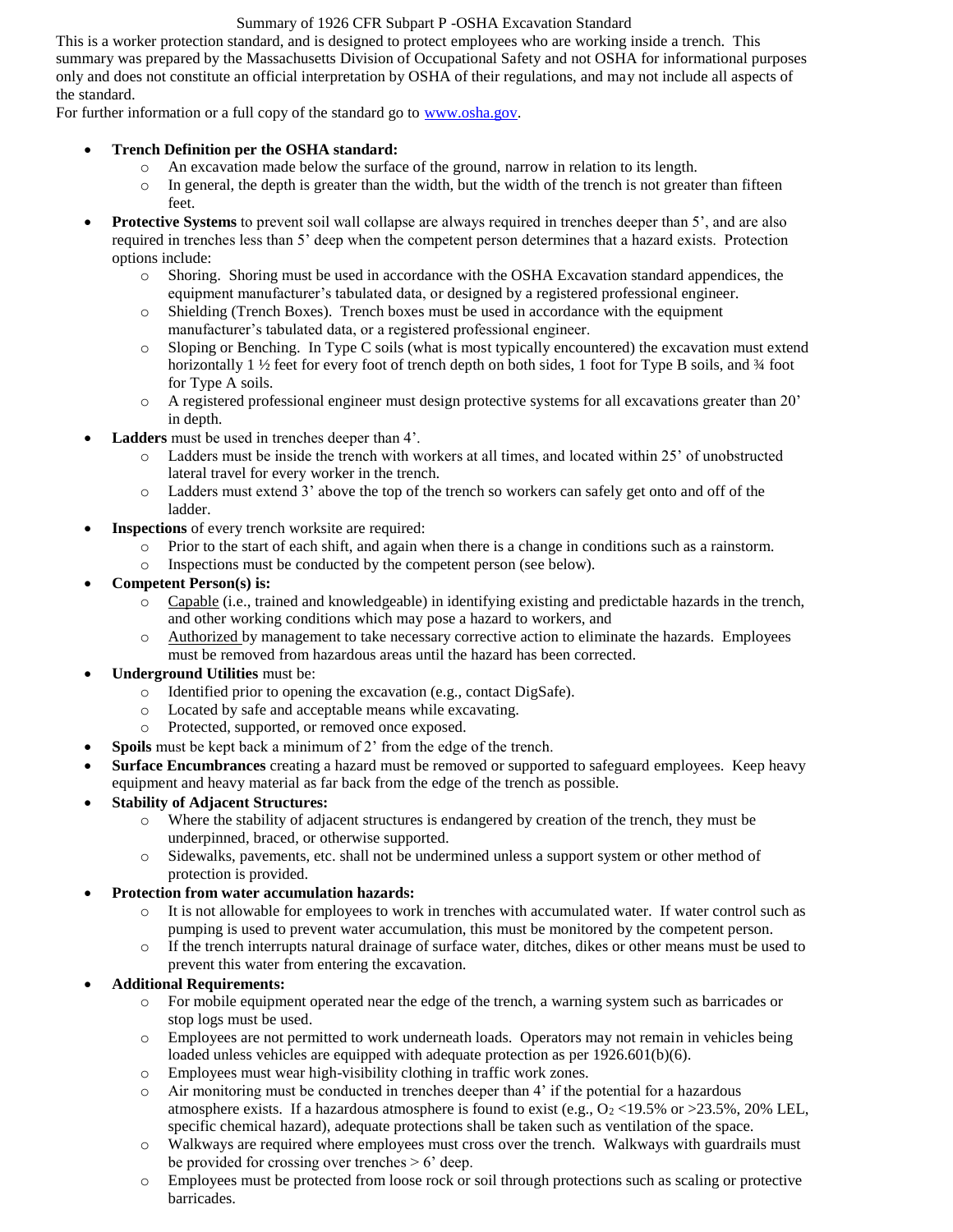# Summary of 1926 CFR Subpart P -OSHA Excavation Standard

This is a worker protection standard, and is designed to protect employees who are working inside a trench. This summary was prepared by the Massachusetts Division of Occupational Safety and not OSHA for informational purposes only and does not constitute an official interpretation by OSHA of their regulations, and may not include all aspects of the standard.

For further information or a full copy of the standard go to [www.osha.gov](www.osha.gov).

- **Trench Definition per the OSHA standard:**
  - An excavation made below the surface of the ground, narrow in relation to its length.
  - In general, the depth is greater than the width, but the width of the trench is not greater than fifteen feet.
- **Protective Systems** to prevent soil wall collapse are always required in trenches deeper than 5', and are also required in trenches less than 5' deep when the competent person determines that a hazard exists. Protection options include:
  - Shoring. Shoring must be used in accordance with the OSHA Excavation standard appendices, the equipment manufacturer's tabulated data, or designed by a registered professional engineer.
  - Shielding (Trench Boxes). Trench boxes must be used in accordance with the equipment manufacturer's tabulated data, or a registered professional engineer.
  - Sloping or Benching. In Type C soils (what is most typically encountered) the excavation must extend horizontally 1 ½ feet for every foot of trench depth on both sides, 1 foot for Type B soils, and ¾ foot for Type A soils.
  - A registered professional engineer must design protective systems for all excavations greater than 20' in depth.
- **Ladders** must be used in trenches deeper than 4'.
  - Ladders must be inside the trench with workers at all times, and located within 25' of unobstructed lateral travel for every worker in the trench.
  - Ladders must extend 3' above the top of the trench so workers can safely get onto and off of the ladder.
- **Inspections** of every trench worksite are required:
  - Prior to the start of each shift, and again when there is a change in conditions such as a rainstorm.
  - Inspections must be conducted by the competent person (see below).
- **Competent Person(s) is:**
  - Capable (i.e., trained and knowledgeable) in identifying existing and predictable hazards in the trench, and other working conditions which may pose a hazard to workers, and
  - Authorized by management to take necessary corrective action to eliminate the hazards. Employees must be removed from hazardous areas until the hazard has been corrected.
- **Underground Utilities** must be:
  - Identified prior to opening the excavation (e.g., contact DigSafe).
  - Located by safe and acceptable means while excavating.
  - Protected, supported, or removed once exposed.
- **Spoils** must be kept back a minimum of 2' from the edge of the trench.
- **Surface Encumbrances** creating a hazard must be removed or supported to safeguard employees. Keep heavy equipment and heavy material as far back from the edge of the trench as possible.
- **Stability of Adjacent Structures:**
  - Where the stability of adjacent structures is endangered by creation of the trench, they must be underpinned, braced, or otherwise supported.
  - Sidewalks, pavements, etc. shall not be undermined unless a support system or other method of protection is provided.
- **Protection from water accumulation hazards:**
  - It is not allowable for employees to work in trenches with accumulated water. If water control such as pumping is used to prevent water accumulation, this must be monitored by the competent person.
  - If the trench interrupts natural drainage of surface water, ditches, dikes or other means must be used to prevent this water from entering the excavation.
- **Additional Requirements:**
  - For mobile equipment operated near the edge of the trench, a warning system such as barricades or stop logs must be used.
  - Employees are not permitted to work underneath loads. Operators may not remain in vehicles being loaded unless vehicles are equipped with adequate protection as per 1926.601(b)(6).
  - Employees must wear high-visibility clothing in traffic work zones.
  - Air monitoring must be conducted in trenches deeper than 4' if the potential for a hazardous atmosphere exists. If a hazardous atmosphere is found to exist (e.g., $O_2$ <19.5% or >23.5%, 20% LEL, specific chemical hazard), adequate protections shall be taken such as ventilation of the space.
  - Walkways are required where employees must cross over the trench. Walkways with guardrails must be provided for crossing over trenches > 6' deep.
  - Employees must be protected from loose rock or soil through protections such as scaling or protective barricades.